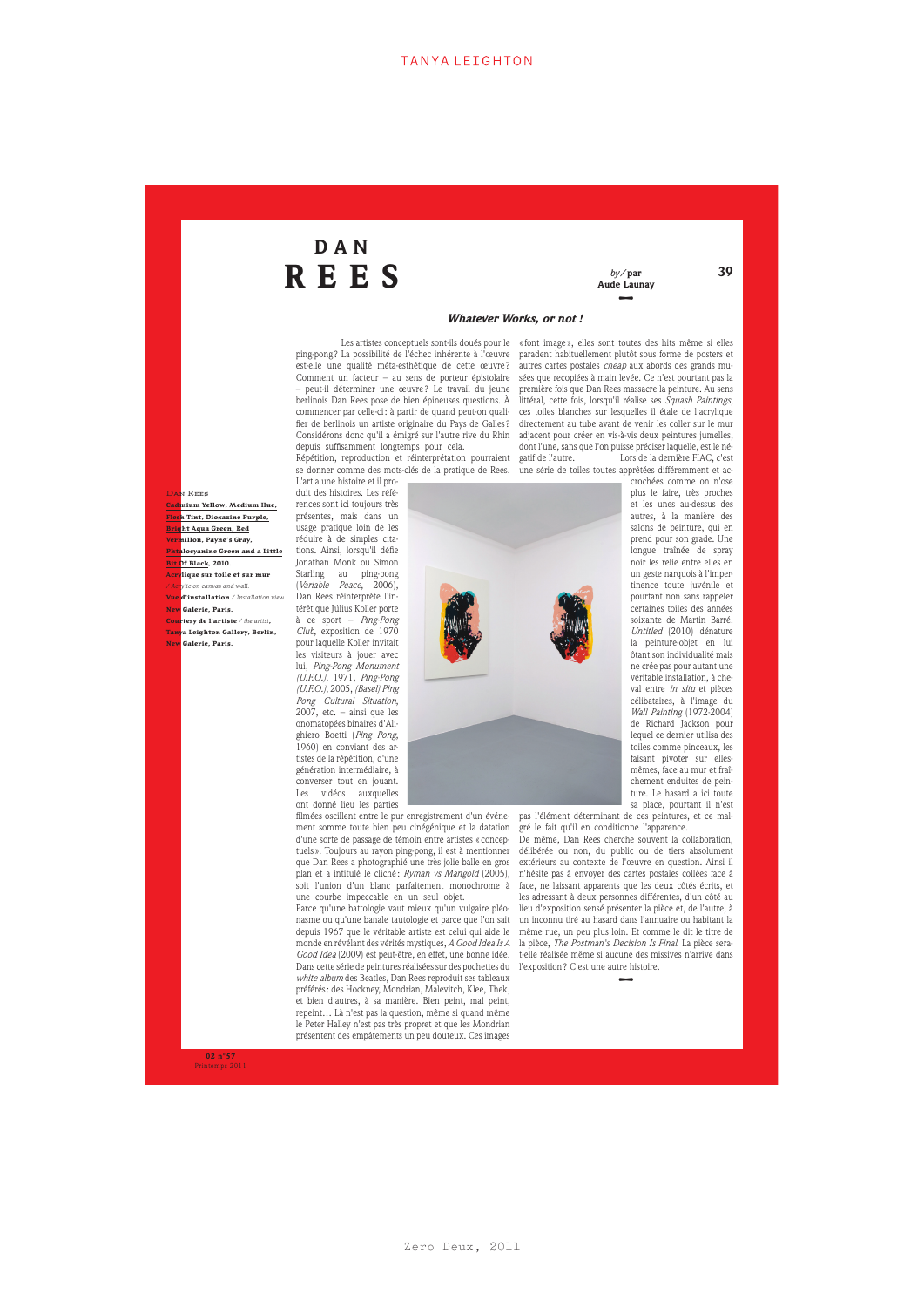# DAN REES

*by* / **par**
**Aude Launay**

***Whatever Works, or not !***

Les artistes conceptuels sont-ils doués pour le ping-pong ? La possibilité de l'échec inhérente à l'œuvre est-elle une qualité méta-esthétique de cette œuvre ? Comment un facteur – au sens de porteur épistolaire – peut-il déterminer une œuvre ? Le travail du jeune berlinois Dan Rees pose de bien épineuses questions. À commencer par celle-ci : à partir de quand peut-on qualifier de berlinois un artiste originaire du Pays de Galles ? Considérons donc qu'il a émigré sur l'autre rive du Rhin depuis suffisamment longtemps pour cela.

Répétition, reproduction et réinterprétation pourraient se donner comme des mots-clés de la pratique de Rees. L'art a une histoire et il produit des histoires. Les références sont ici toujours très présentes, mais dans un usage pratique loin de les réduire à de simples citations. Ainsi, lorsqu'il défie Jonathan Monk ou Simon Starling au ping-pong (*Variable Peace*, 2006), Dan Rees réinterprète l'intérêt que Július Koller porte à ce sport – *Ping-Pong Club*, exposition de 1970 pour laquelle Koller invitait les visiteurs à jouer avec lui, *Ping-Pong Monument (U.F.O.)*, 1971, *Ping-Pong (U.F.O.)*, 2005, *(Basel) Ping Pong Cultural Situation*, 2007, etc. – ainsi que les onomatopées binaires d'Alighiero Boetti (*Ping Pong*, 1960) en conviant des artistes de la répétition, d'une génération intermédiaire, à converser tout en jouant. Les vidéos auxquelles ont donné lieu les parties filmées oscillent entre le pur enregistrement d'un événement somme toute bien peu cinégénique et la datation d'une sorte de passage de témoin entre artistes « conceptuels ». Toujours au rayon ping-pong, il est à mentionner que Dan Rees a photographié une très jolie balle en gros plan et a intitulé le cliché : *Ryman vs Mangold* (2005), soit l'union d'un blanc parfaitement monochrome à une courbe impeccable en un seul objet.

Parce qu'une battologie vaut mieux qu'un vulgaire pléonasme ou qu'une banale tautologie et parce que l'on sait depuis 1967 que le véritable artiste est celui qui aide le monde en révélant des vérités mystiques, *A Good Idea Is A Good Idea* (2009) est peut-être, en effet, une bonne idée. Dans cette série de peintures réalisées sur des pochettes du *white album* des Beatles, Dan Rees reproduit ses tableaux préférés : des Hockney, Mondrian, Malevitch, Klee, Thek, et bien d'autres, à sa manière. Bien peint, mal peint, repeint… Là n'est pas la question, même si quand même le Peter Halley n'est pas très propret et que les Mondrian présentent des empâtements un peu douteux. Ces images « font image », elles sont toutes des hits même si elles paradent habituellement plutôt sous forme de posters et autres cartes postales *cheap* aux abords des grands musées que recopiées à main levée. Ce n'est pourtant pas la première fois que Dan Rees massacre la peinture. Au sens littéral, cette fois, lorsqu'il réalise ses *Squash Paintings*, ces toiles blanches sur lesquelles il étale de l'acrylique directement au tube avant de venir les coller sur le mur adjacent pour créer en vis-à-vis deux peintures jumelles, dont l'une, sans que l'on puisse préciser laquelle, est le négatif de l'autre. Lors de la dernière FIAC, c'est une série de toiles toutes apprêtées différemment et accrochées comme on n'ose plus le faire, très proches et les unes au-dessus des autres, à la manière des salons de peinture, qui en prend pour son grade. Une longue traînée de spray noir les relie entre elles en un geste narquois à l'impertinence toute juvénile et pourtant non sans rappeler certaines toiles des années soixante de Martin Barré. *Untitled* (2010) dénature la peinture-objet en lui ôtant son individualité mais ne crée pas pour autant une véritable installation, à cheval entre *in situ* et pièces célibataires, à l'image du *Wall Painting* (1972-2004) de Richard Jackson pour lequel ce dernier utilisa des toiles comme pinceaux, les faisant pivoter sur elles-mêmes, face au mur et fraîchement enduites de peinture. Le hasard a ici toute sa place, pourtant il n'est pas l'élément déterminant de ces peintures, et ce malgré le fait qu'il en conditionne l'apparence.

De même, Dan Rees cherche souvent la collaboration, délibérée ou non, du public ou de tiers absolument extérieurs au contexte de l'œuvre en question. Ainsi il n'hésite pas à envoyer des cartes postales collées face à face, ne laissant apparents que les deux côtés écrits, et les adressant à deux personnes différentes, d'un côté au lieu d'exposition censé présenter la pièce et, de l'autre, à un inconnu tiré au hasard dans l'annuaire ou habitant la même rue, un peu plus loin. Et comme le dit le titre de la pièce, *The Postman's Decision Is Final.* La pièce serat-elle réalisée même si aucune des missives n'arrive dans l'exposition ? C'est une autre histoire.

**Dan Rees**
**Cadmium Yellow, Medium Hue, Flesh Tint, Dioxazine Purple, Bright Aqua Green, Red Vermillon, Payne's Gray, Phtalocyanine Green and a Little Bit Of Black**, 2010.
**Acrylique sur toile et sur mur** / *Acrylic on canvas and wall.*
**Vue d'installation** / *Installation view*
**New Galerie, Paris.**
**Courtesy de l'artiste** / *the artist*, **Tanya Leighton Gallery, Berlin, New Galerie, Paris.**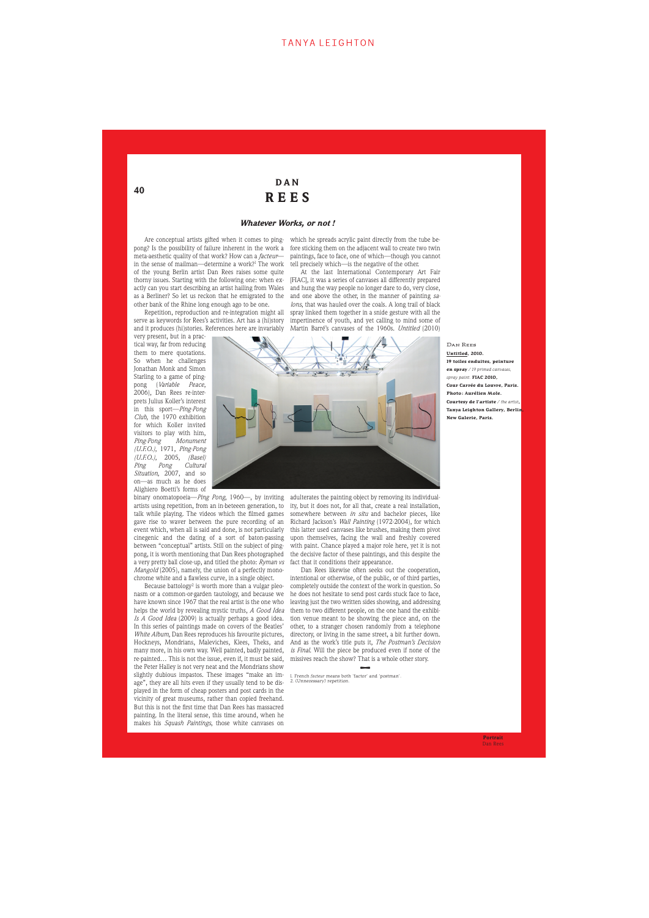# DAN REES

### *Whatever Works, or not !*

Are conceptual artists gifted when it comes to ping-pong? Is the possibility of failure inherent in the work a meta-aesthetic quality of that work? How can a *facteur*—in the sense of mailman—determine a work?[1] The work of the young Berlin artist Dan Rees raises some quite thorny issues. Starting with the following one: when exactly can you start describing an artist hailing from Wales as a Berliner? So let us reckon that he emigrated to the other bank of the Rhine long enough ago to be one.

Repetition, reproduction and re-integration might all serve as keywords for Rees's activities. Art has a (hi)story and it produces (hi)stories. References here are invariably very present, but in a practical way, far from reducing them to mere quotations. So when he challenges Jonathan Monk and Simon Starling to a game of ping-pong (*Variable Peace*, 2006), Dan Rees re-interprets Julius Koller's interest in this sport—*Ping-Pong Club*, the 1970 exhibition for which Koller invited visitors to play with him, *Ping-Pong Monument (U.F.O.)*, 1971, *Ping-Pong (U.F.O.)*, 2005, *(Basel) Ping Pong Cultural Situation*, 2007, and so on—as much as he does Alighiero Boetti's forms of binary onomatopoeia—*Ping Pong*, 1960—, by inviting artists using repetition, from an in-beteeen generation, to talk while playing. The videos which the filmed games gave rise to waver between the pure recording of an event which, when all is said and done, is not particularly cinegenic and the dating of a sort of baton-passing between "conceptual" artists. Still on the subject of ping-pong, it is worth mentioning that Dan Rees photographed a very pretty ball close-up, and titled the photo: *Ryman vs Mangold* (2005), namely, the union of a perfectly monochrome white and a flawless curve, in a single object.

Because battology[2] is worth more than a vulgar pleonasm or a common-or-garden tautology, and because we have known since 1967 that the real artist is the one who helps the world by revealing mystic truths, *A Good Idea Is A Good Idea* (2009) is actually perhaps a good idea. In this series of paintings made on covers of the Beatles' *White Album*, Dan Rees reproduces his favourite pictures, Hockneys, Mondrians, Maleviches, Klees, Theks, and many more, in his own way. Well painted, badly painted, re-painted… This is not the issue, even if, it must be said, the Peter Halley is not very neat and the Mondrians show slightly dubious impastos. These images "make an image", they are all hits even if they usually tend to be displayed in the form of cheap posters and post cards in the vicinity of great museums, rather than copied freehand. But this is not the first time that Dan Rees has massacred painting. In the literal sense, this time around, when he makes his *Squash Paintings*, those white canvases on which he spreads acrylic paint directly from the tube before sticking them on the adjacent wall to create two twin paintings, face to face, one of which—though you cannot tell precisely which—is the negative of the other.

At the last International Contemporary Art Fair [FIAC], it was a series of canvases all differently prepared and hung the way people no longer dare to do, very close, and one above the other, in the manner of painting *salons*, that was hauled over the coals. A long trail of black spray linked them together in a snide gesture with all the impertinence of youth, and yet calling to mind some of Martin Barré's canvases of the 1960s. *Untitled* (2010) adulterates the painting object by removing its individuality, but it does not, for all that, create a real installation, somewhere between *in situ* and bachelor pieces, like Richard Jackson's *Wall Painting* (1972-2004), for which this latter used canvases like brushes, making them pivot upon themselves, facing the wall and freshly covered with paint. Chance played a major role here, yet it is not the decisive factor of these paintings, and this despite the fact that it conditions their appearance.

Dan Rees likewise often seeks out the cooperation, intentional or otherwise, of the public, or of third parties, completely outside the context of the work in question. So he does not hesitate to send post cards stuck face to face, leaving just the two written sides showing, and addressing them to two different people, on the one hand the exhibition venue meant to be showing the piece and, on the other, to a stranger chosen randomly from a telephone directory, or living in the same street, a bit further down. And as the work's title puts it, *The Postman's Decision is Final*. Will the piece be produced even if none of the missives reach the show? That is a whole other story.

DAN REES
**Untitled, 2010.**
**19 toiles enduites, peinture en spray** / *19 primed canvases, spray paint.* **FIAC 2010, Cour Carrée du Louvre, Paris.**
**Photo : Aurélien Mole.**
**Courtesy de l'artiste** / *the artist,* **Tanya Leighton Gallery, Berlin, New Galerie, Paris.**

1. French *facteur* means both 'factor' and 'postman'.
2. (Unnecessary) repetition.